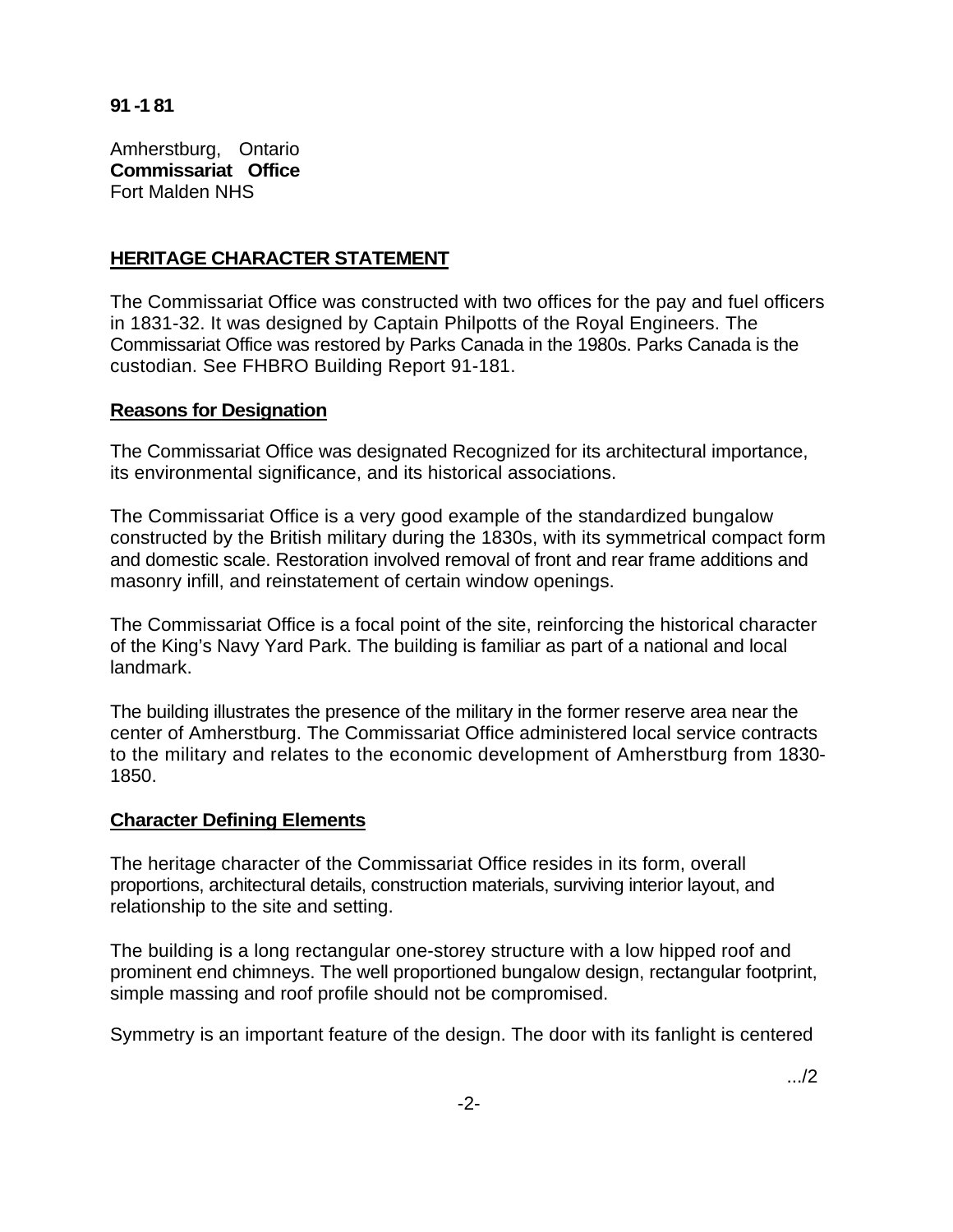**91 -1 81**

Amherstburg, Ontario
**Commissariat Office**
Fort Malden NHS

## HERITAGE CHARACTER STATEMENT

The Commissariat Office was constructed with two offices for the pay and fuel officers in 1831-32. It was designed by Captain Philpotts of the Royal Engineers. The Commissariat Office was restored by Parks Canada in the 1980s. Parks Canada is the custodian. See FHBRO Building Report 91-181.

### Reasons for Designation

The Commissariat Office was designated Recognized for its architectural importance, its environmental significance, and its historical associations.

The Commissariat Office is a very good example of the standardized bungalow constructed by the British military during the 1830s, with its symmetrical compact form and domestic scale. Restoration involved removal of front and rear frame additions and masonry infill, and reinstatement of certain window openings.

The Commissariat Office is a focal point of the site, reinforcing the historical character of the King's Navy Yard Park. The building is familiar as part of a national and local landmark.

The building illustrates the presence of the military in the former reserve area near the center of Amherstburg. The Commissariat Office administered local service contracts to the military and relates to the economic development of Amherstburg from 1830-1850.

### Character Defining Elements

The heritage character of the Commissariat Office resides in its form, overall proportions, architectural details, construction materials, surviving interior layout, and relationship to the site and setting.

The building is a long rectangular one-storey structure with a low hipped roof and prominent end chimneys. The well proportioned bungalow design, rectangular footprint, simple massing and roof profile should not be compromised.

Symmetry is an important feature of the design. The door with its fanlight is centered

.../2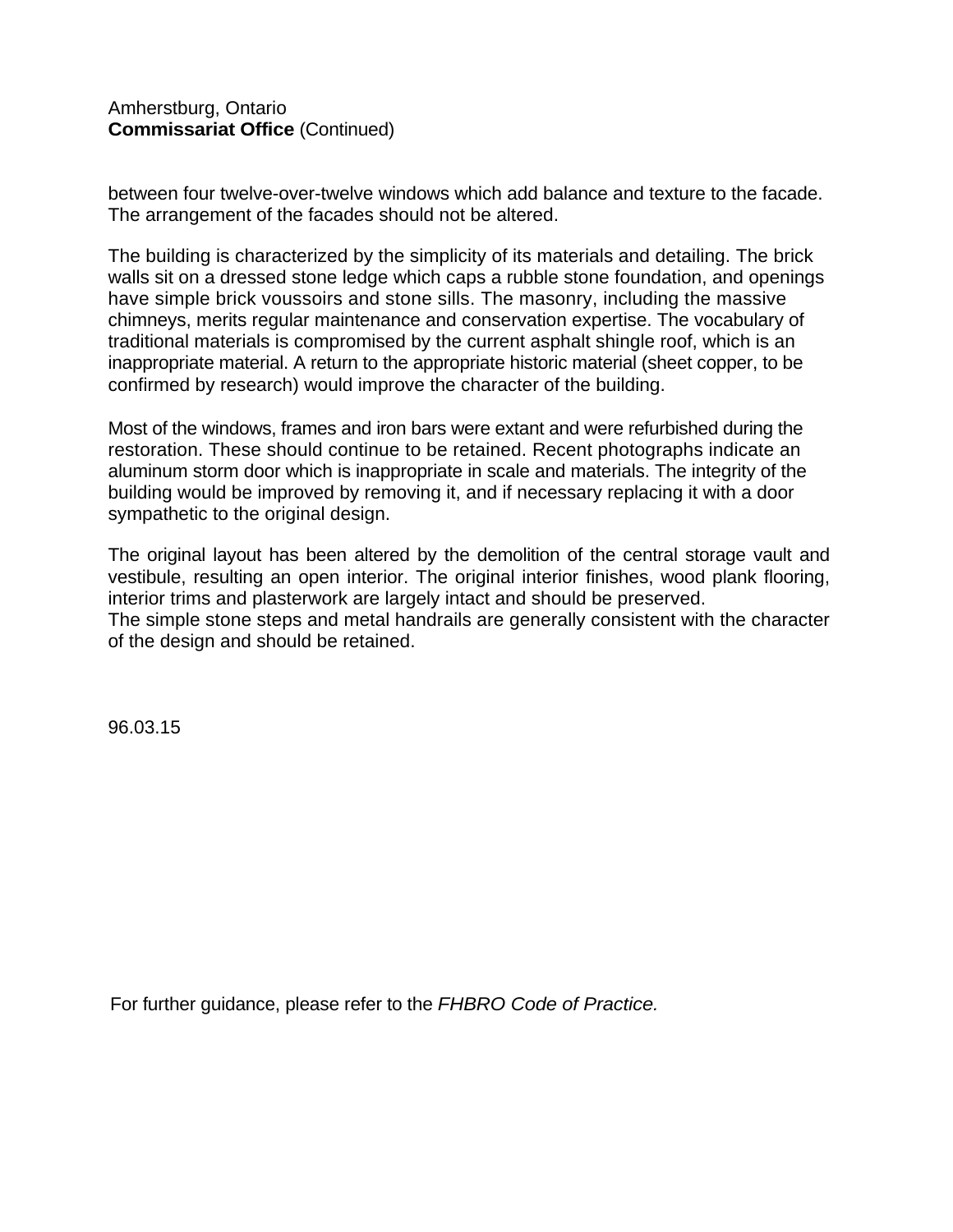Amherstburg, Ontario
**Commissariat Office** (Continued)

between four twelve-over-twelve windows which add balance and texture to the facade. The arrangement of the facades should not be altered.

The building is characterized by the simplicity of its materials and detailing. The brick walls sit on a dressed stone ledge which caps a rubble stone foundation, and openings have simple brick voussoirs and stone sills. The masonry, including the massive chimneys, merits regular maintenance and conservation expertise. The vocabulary of traditional materials is compromised by the current asphalt shingle roof, which is an inappropriate material. A return to the appropriate historic material (sheet copper, to be confirmed by research) would improve the character of the building.

Most of the windows, frames and iron bars were extant and were refurbished during the restoration. These should continue to be retained. Recent photographs indicate an aluminum storm door which is inappropriate in scale and materials. The integrity of the building would be improved by removing it, and if necessary replacing it with a door sympathetic to the original design.

The original layout has been altered by the demolition of the central storage vault and vestibule, resulting an open interior. The original interior finishes, wood plank flooring, interior trims and plasterwork are largely intact and should be preserved.
The simple stone steps and metal handrails are generally consistent with the character of the design and should be retained.

96.03.15

For further guidance, please refer to the *FHBRO Code of Practice.*